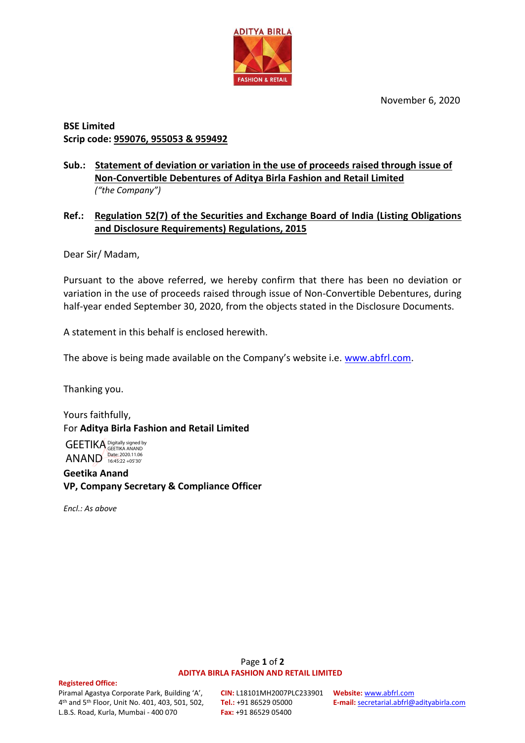November 6, 2020

**BSE Limited**
**Scrip code: 959076, 955053 & 959492**

**Sub.: Statement of deviation or variation in the use of proceeds raised through issue of Non-Convertible Debentures of Aditya Birla Fashion and Retail Limited** *("the Company")*

**Ref.: Regulation 52(7) of the Securities and Exchange Board of India (Listing Obligations and Disclosure Requirements) Regulations, 2015**

Dear Sir/ Madam,

Pursuant to the above referred, we hereby confirm that there has been no deviation or variation in the use of proceeds raised through issue of Non-Convertible Debentures, during half-year ended September 30, 2020, from the objects stated in the Disclosure Documents.

A statement in this behalf is enclosed herewith.

The above is being made available on the Company's website i.e. www.abfrl.com.

Thanking you.

Yours faithfully,
For **Aditya Birla Fashion and Retail Limited**

GEETIKA ANAND Digitally signed by GEETIKA ANAND Date: 2020.11.06 16:45:22 +05'30'

**Geetika Anand**
**VP, Company Secretary & Compliance Officer**

*Encl.: As above*

**ADITYA BIRLA FASHION AND RETAIL LIMITED**

**Registered Office:**
Piramal Agastya Corporate Park, Building 'A', 4th and 5th Floor, Unit No. 401, 403, 501, 502, L.B.S. Road, Kurla, Mumbai - 400 070

**CIN:** L18101MH2007PLC233901
**Tel.:** +91 86529 05000
**Fax:** +91 86529 05400

**Website:** www.abfrl.com
**E-mail:** secretarial.abfrl@adityabirla.com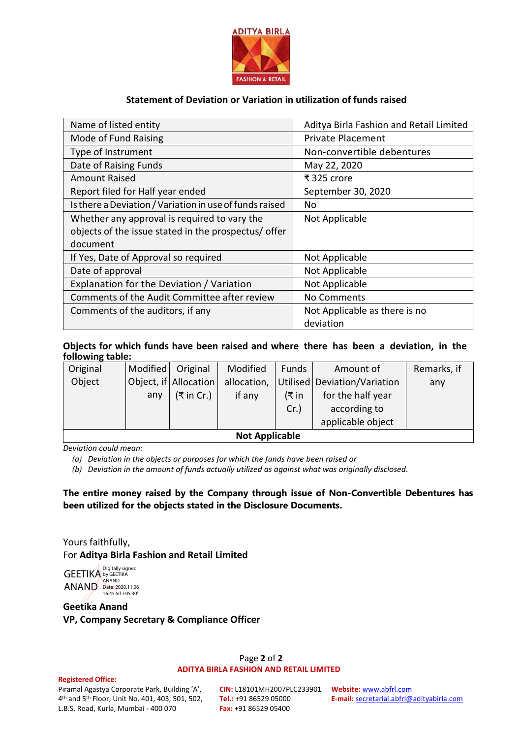ADITYA BIRLA FASHION & RETAIL

## Statement of Deviation or Variation in utilization of funds raised

| | |
|---|---|
| Name of listed entity | Aditya Birla Fashion and Retail Limited |
| Mode of Fund Raising | Private Placement |
| Type of Instrument | Non-convertible debentures |
| Date of Raising Funds | May 22, 2020 |
| Amount Raised | ₹ 325 crore |
| Report filed for Half year ended | September 30, 2020 |
| Is there a Deviation / Variation in use of funds raised | No |
| Whether any approval is required to vary the objects of the issue stated in the prospectus/ offer document | Not Applicable |
| If Yes, Date of Approval so required | Not Applicable |
| Date of approval | Not Applicable |
| Explanation for the Deviation / Variation | Not Applicable |
| Comments of the Audit Committee after review | No Comments |
| Comments of the auditors, if any | Not Applicable as there is no deviation |

**Objects for which funds have been raised and where there has been a deviation, in the following table:**

| Original Object | Modified Object, if any | Original Allocation (₹ in Cr.) | Modified allocation, if any | Funds Utilised (₹ in Cr.) | Amount of Deviation/Variation for the half year according to applicable object | Remarks, if any |
|---|---|---|---|---|---|---|
| Not Applicable | | | | | | |

*Deviation could mean:*

(a) *Deviation in the objects or purposes for which the funds have been raised or*

(b) *Deviation in the amount of funds actually utilized as against what was originally disclosed.*

**The entire money raised by the Company through issue of Non-Convertible Debentures has been utilized for the objects stated in the Disclosure Documents.**

Yours faithfully,

For **Aditya Birla Fashion and Retail Limited**

GEETIKA ANAND — Digitally signed by GEETIKA ANAND Date: 2020.11.06 16:45:50 +05'30'

**Geetika Anand**

**VP, Company Secretary & Compliance Officer**

**ADITYA BIRLA FASHION AND RETAIL LIMITED**

**Registered Office:**
Piramal Agastya Corporate Park, Building 'A', 4th and 5th Floor, Unit No. 401, 403, 501, 502, L.B.S. Road, Kurla, Mumbai - 400 070

**CIN:** L18101MH2007PLC233901
**Tel.:** +91 86529 05000
**Fax:** +91 86529 05400

**Website:** www.abfrl.com
**E-mail:** secretarial.abfrl@adityabirla.com